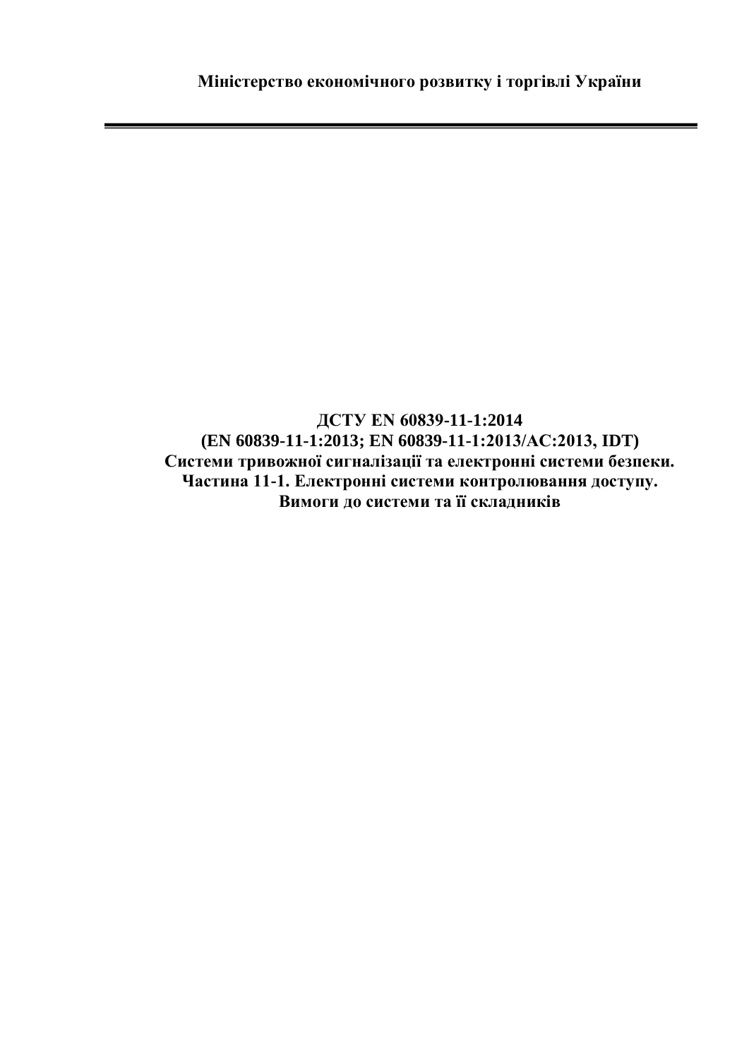**Міністерство економічного розвитку і торгівлі України**

---

**ДСТУ EN 60839-11-1:2014**
**(EN 60839-11-1:2013; EN 60839-11-1:2013/AC:2013, IDT)**
**Системи тривожної сигналізації та електронні системи безпеки.**
**Частина 11-1. Електронні системи контролювання доступу.**
**Вимоги до системи та її складників**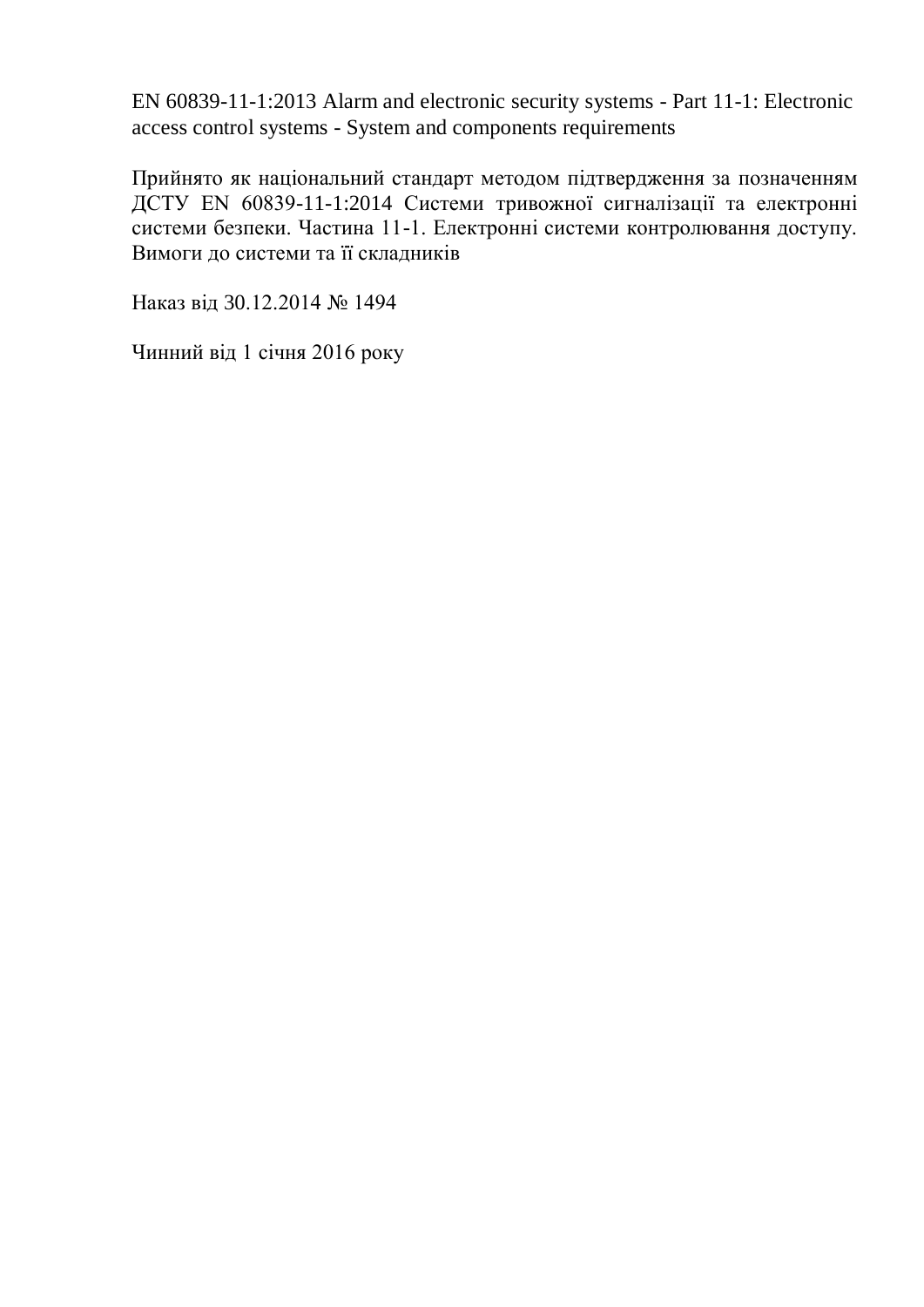EN 60839-11-1:2013 Alarm and electronic security systems - Part 11-1: Electronic access control systems - System and components requirements

Прийнято як національний стандарт методом підтвердження за позначенням ДСТУ EN 60839-11-1:2014 Системи тривожної сигналізації та електронні системи безпеки. Частина 11-1. Електронні системи контролювання доступу. Вимоги до системи та її складників

Наказ від 30.12.2014 № 1494

Чинний від 1 січня 2016 року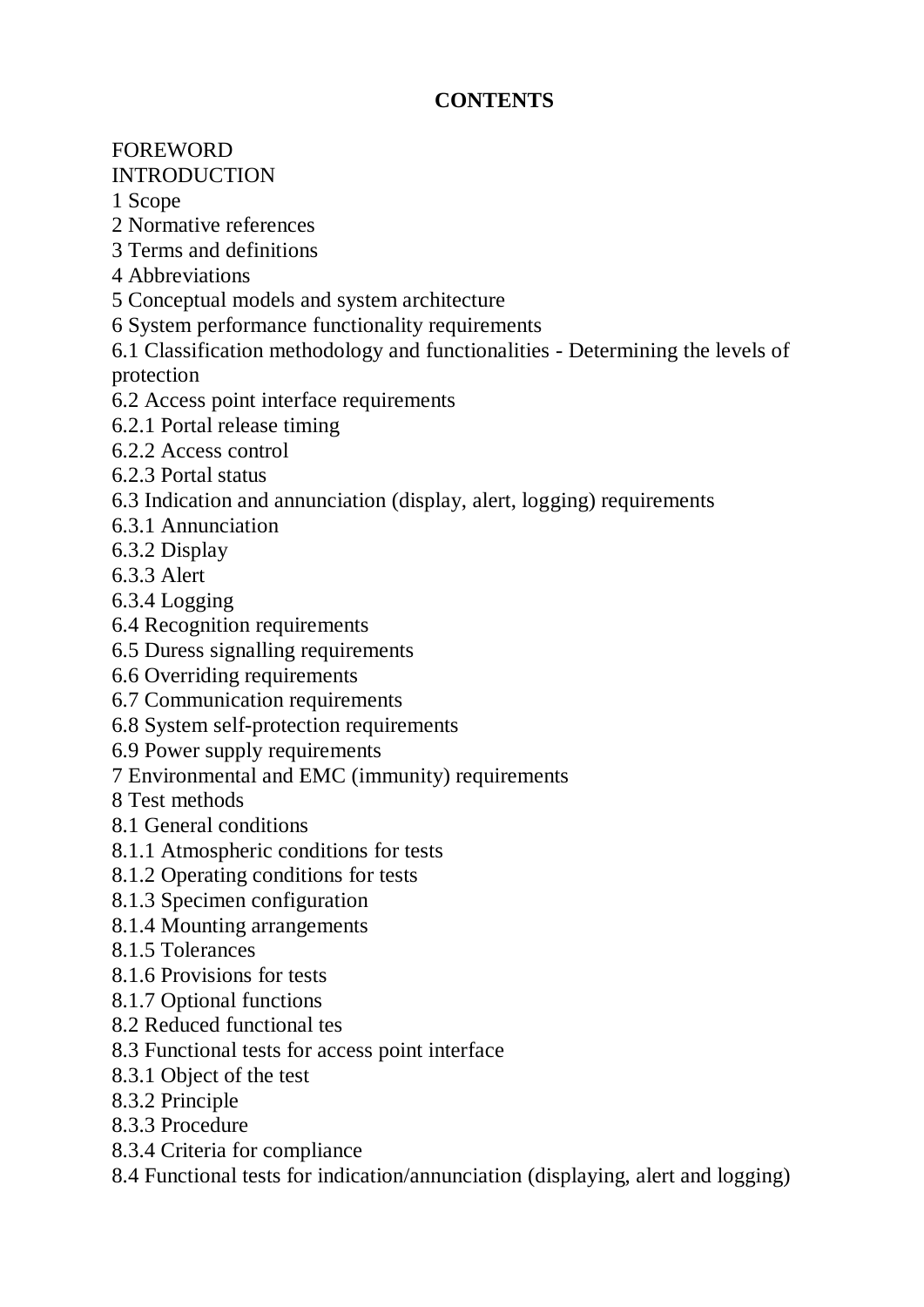**CONTENTS**

FOREWORD
INTRODUCTION
1 Scope
2 Normative references
3 Terms and definitions
4 Abbreviations
5 Conceptual models and system architecture
6 System performance functionality requirements
6.1 Classification methodology and functionalities - Determining the levels of protection
6.2 Access point interface requirements
6.2.1 Portal release timing
6.2.2 Access control
6.2.3 Portal status
6.3 Indication and annunciation (display, alert, logging) requirements
6.3.1 Annunciation
6.3.2 Display
6.3.3 Alert
6.3.4 Logging
6.4 Recognition requirements
6.5 Duress signalling requirements
6.6 Overriding requirements
6.7 Communication requirements
6.8 System self-protection requirements
6.9 Power supply requirements
7 Environmental and EMC (immunity) requirements
8 Test methods
8.1 General conditions
8.1.1 Atmospheric conditions for tests
8.1.2 Operating conditions for tests
8.1.3 Specimen configuration
8.1.4 Mounting arrangements
8.1.5 Tolerances
8.1.6 Provisions for tests
8.1.7 Optional functions
8.2 Reduced functional tes
8.3 Functional tests for access point interface
8.3.1 Object of the test
8.3.2 Principle
8.3.3 Procedure
8.3.4 Criteria for compliance
8.4 Functional tests for indication/annunciation (displaying, alert and logging)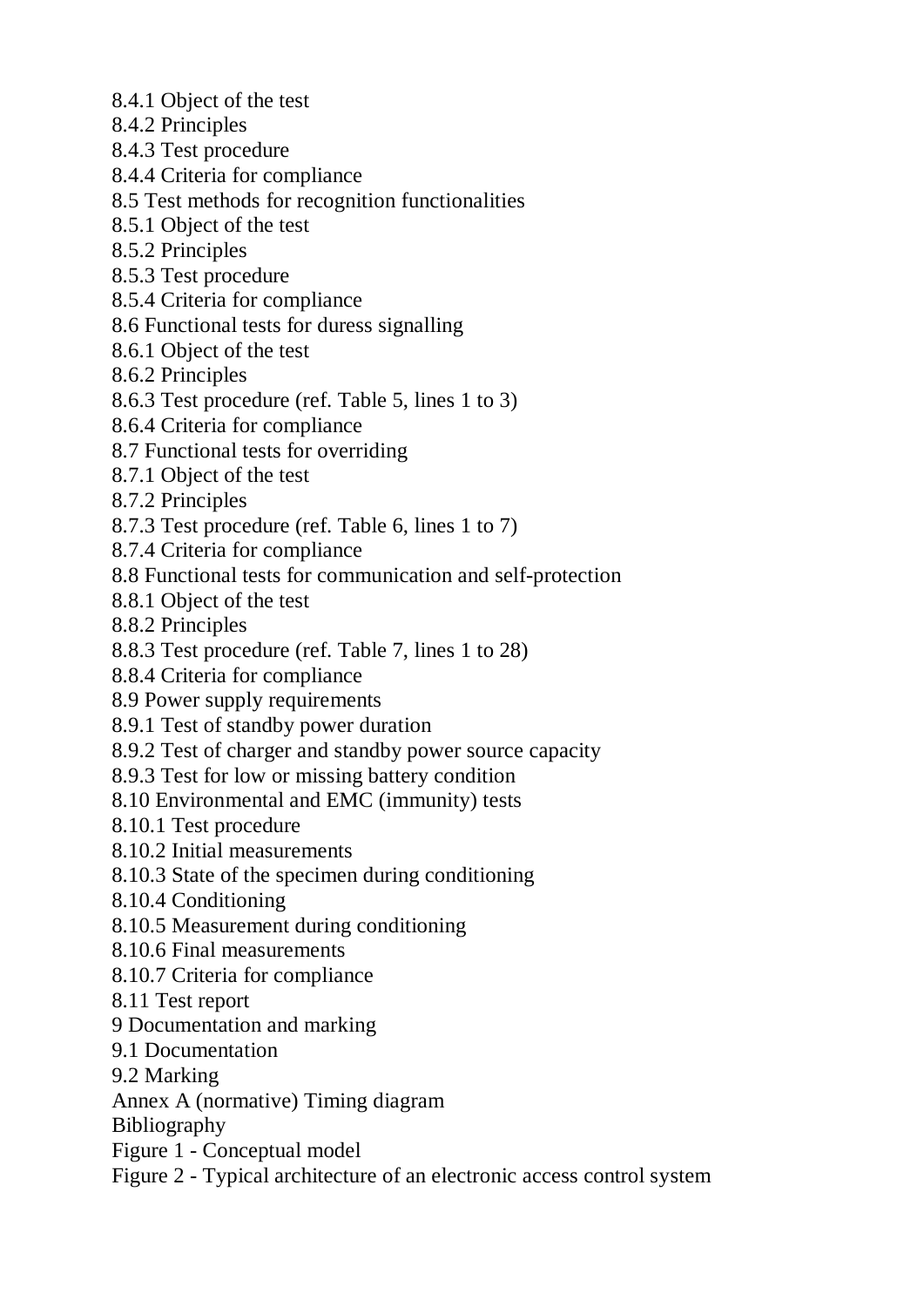8.4.1 Object of the test
8.4.2 Principles
8.4.3 Test procedure
8.4.4 Criteria for compliance
8.5 Test methods for recognition functionalities
8.5.1 Object of the test
8.5.2 Principles
8.5.3 Test procedure
8.5.4 Criteria for compliance
8.6 Functional tests for duress signalling
8.6.1 Object of the test
8.6.2 Principles
8.6.3 Test procedure (ref. Table 5, lines 1 to 3)
8.6.4 Criteria for compliance
8.7 Functional tests for overriding
8.7.1 Object of the test
8.7.2 Principles
8.7.3 Test procedure (ref. Table 6, lines 1 to 7)
8.7.4 Criteria for compliance
8.8 Functional tests for communication and self-protection
8.8.1 Object of the test
8.8.2 Principles
8.8.3 Test procedure (ref. Table 7, lines 1 to 28)
8.8.4 Criteria for compliance
8.9 Power supply requirements
8.9.1 Test of standby power duration
8.9.2 Test of charger and standby power source capacity
8.9.3 Test for low or missing battery condition
8.10 Environmental and EMC (immunity) tests
8.10.1 Test procedure
8.10.2 Initial measurements
8.10.3 State of the specimen during conditioning
8.10.4 Conditioning
8.10.5 Measurement during conditioning
8.10.6 Final measurements
8.10.7 Criteria for compliance
8.11 Test report
9 Documentation and marking
9.1 Documentation
9.2 Marking
Annex A (normative) Timing diagram
Bibliography
Figure 1 - Conceptual model
Figure 2 - Typical architecture of an electronic access control system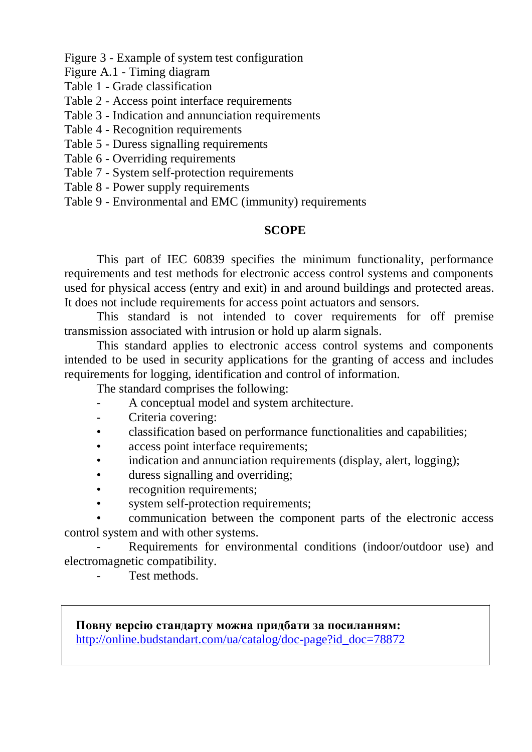Figure 3 - Example of system test configuration
Figure A.1 - Timing diagram
Table 1 - Grade classification
Table 2 - Access point interface requirements
Table 3 - Indication and annunciation requirements
Table 4 - Recognition requirements
Table 5 - Duress signalling requirements
Table 6 - Overriding requirements
Table 7 - System self-protection requirements
Table 8 - Power supply requirements
Table 9 - Environmental and EMC (immunity) requirements

## SCOPE

This part of IEC 60839 specifies the minimum functionality, performance requirements and test methods for electronic access control systems and components used for physical access (entry and exit) in and around buildings and protected areas. It does not include requirements for access point actuators and sensors.

This standard is not intended to cover requirements for off premise transmission associated with intrusion or hold up alarm signals.

This standard applies to electronic access control systems and components intended to be used in security applications for the granting of access and includes requirements for logging, identification and control of information.

The standard comprises the following:

- A conceptual model and system architecture.
- Criteria covering:
  - classification based on performance functionalities and capabilities;
  - access point interface requirements;
  - indication and annunciation requirements (display, alert, logging);
  - duress signalling and overriding;
  - recognition requirements;
  - system self-protection requirements;
  - communication between the component parts of the electronic access control system and with other systems.
- Requirements for environmental conditions (indoor/outdoor use) and electromagnetic compatibility.
- Test methods.

**Повну версію стандарту можна придбати за посиланням:**
http://online.budstandart.com/ua/catalog/doc-page?id_doc=78872